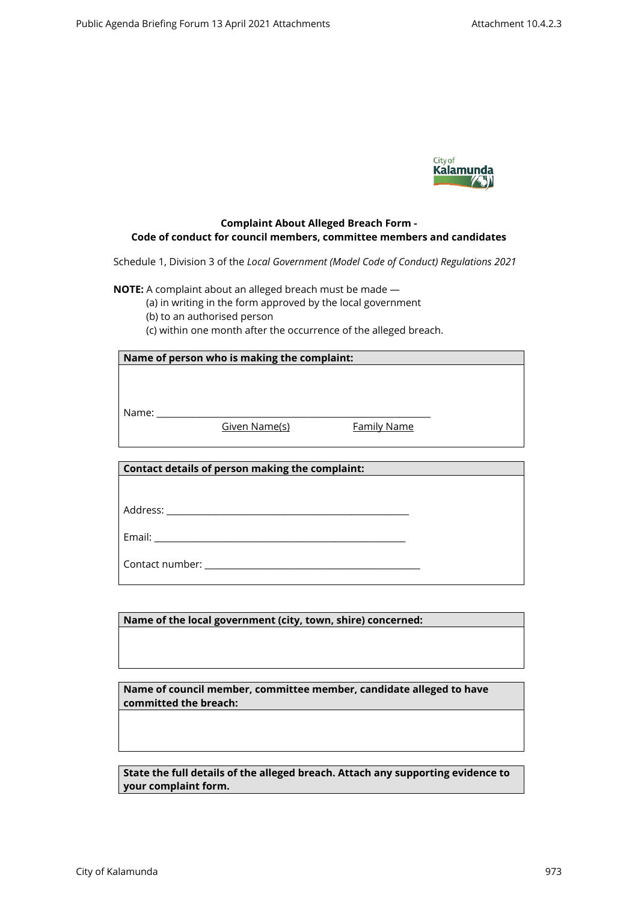**Complaint About Alleged Breach Form -**
**Code of conduct for council members, committee members and candidates**

Schedule 1, Division 3 of the *Local Government (Model Code of Conduct) Regulations 2021*

**NOTE:** A complaint about an alleged breach must be made —

(a) in writing in the form approved by the local government
(b) to an authorised person
(c) within one month after the occurrence of the alleged breach.

| **Name of person who is making the complaint:** |
|---|
| Name: ______________________________________________<br>Given Name(s)     Family Name |

| **Contact details of person making the complaint:** |
|---|
| Address: ____________________________________________<br><br>Email: ______________________________________________<br><br>Contact number: _______________________________________ |

| **Name of the local government (city, town, shire) concerned:** |
|---|
| |

| **Name of council member, committee member, candidate alleged to have committed the breach:** |
|---|
| |

| **State the full details of the alleged breach. Attach any supporting evidence to your complaint form.** |
|---|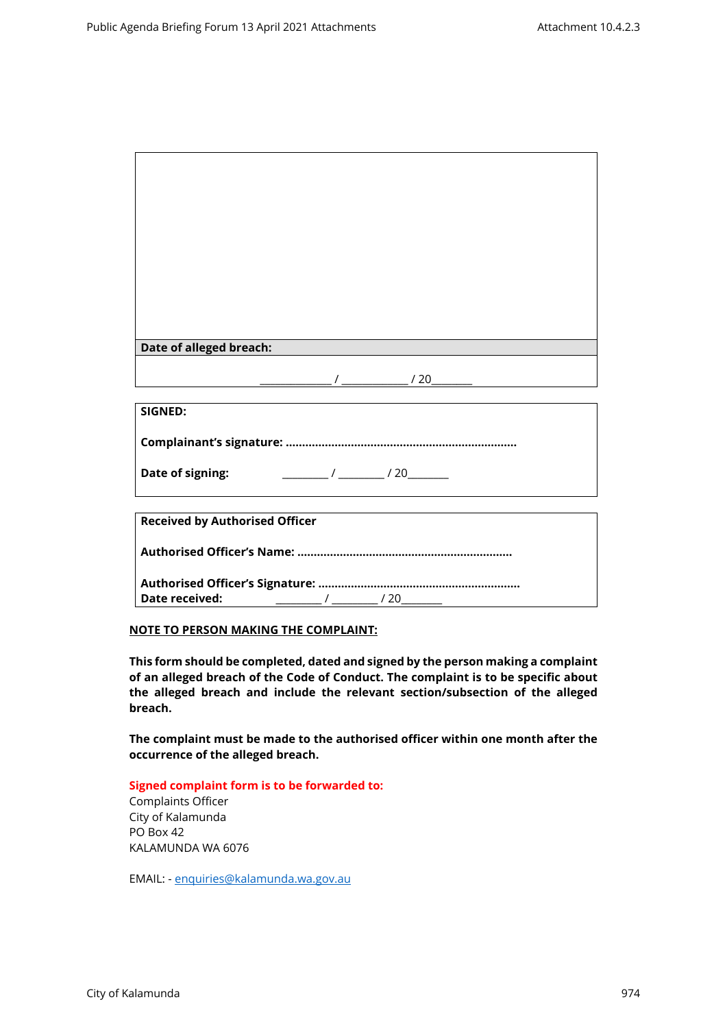| |
|---|
| |
| **Date of alleged breach:** |
| _____________ / ____________ / 20_______ |

| |
|---|
| **SIGNED:** |
| **Complainant's signature: ......................................................................** |
| **Date of signing:** ________ / ________ / 20_______ |

| |
|---|
| **Received by Authorised Officer** |
| **Authorised Officer's Name: .................................................................** |
| **Authorised Officer's Signature: .............................................................** |
| **Date received:** ________ / ________ / 20_______ |

**NOTE TO PERSON MAKING THE COMPLAINT:**

**This form should be completed, dated and signed by the person making a complaint of an alleged breach of the Code of Conduct. The complaint is to be specific about the alleged breach and include the relevant section/subsection of the alleged breach.**

**The complaint must be made to the authorised officer within one month after the occurrence of the alleged breach.**

**Signed complaint form is to be forwarded to:**
Complaints Officer
City of Kalamunda
PO Box 42
KALAMUNDA WA 6076

EMAIL: - enquiries@kalamunda.wa.gov.au